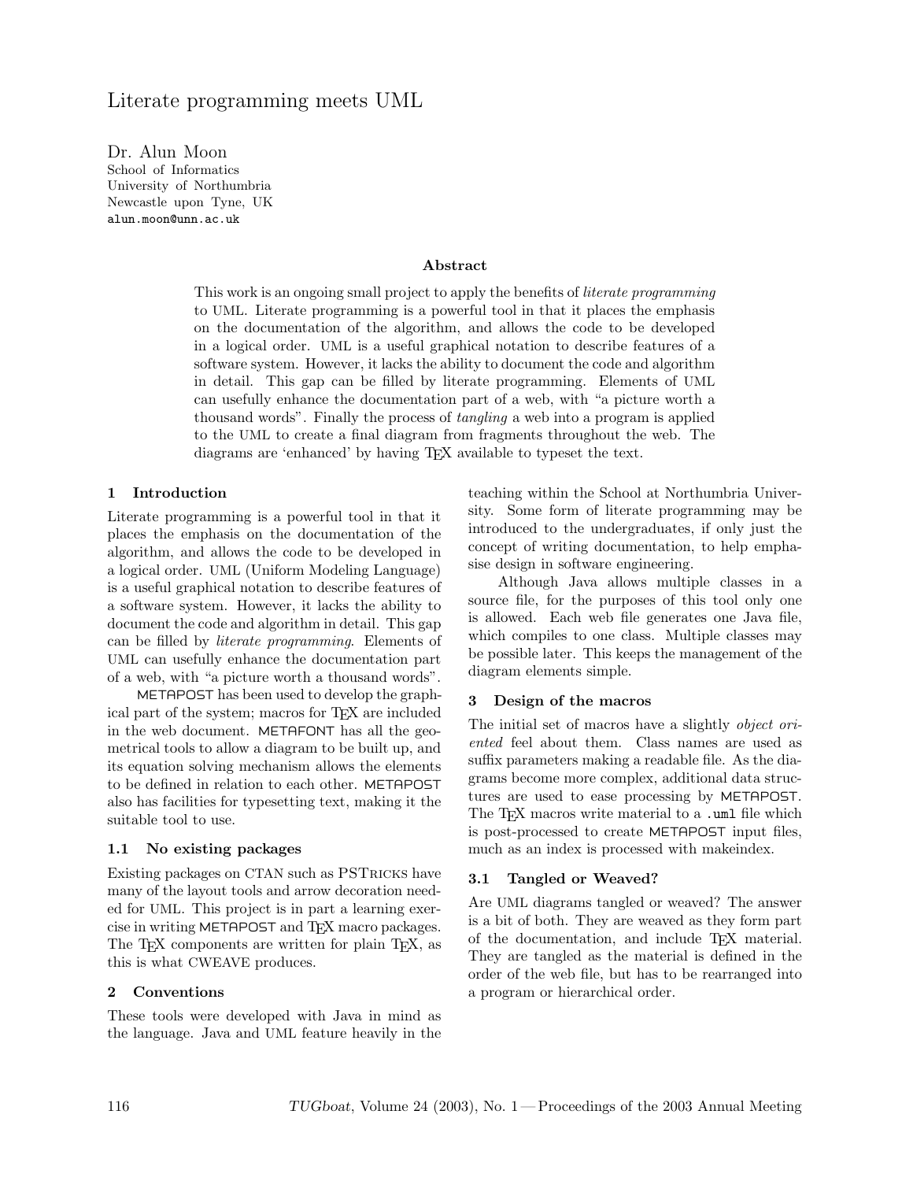# Literate programming meets UML

Dr. Alun Moon
School of Informatics
University of Northumbria
Newcastle upon Tyne, UK
alun.moon@unn.ac.uk

### Abstract

This work is an ongoing small project to apply the benefits of *literate programming* to UML. Literate programming is a powerful tool in that it places the emphasis on the documentation of the algorithm, and allows the code to be developed in a logical order. UML is a useful graphical notation to describe features of a software system. However, it lacks the ability to document the code and algorithm in detail. This gap can be filled by literate programming. Elements of UML can usefully enhance the documentation part of a web, with "a picture worth a thousand words". Finally the process of *tangling* a web into a program is applied to the UML to create a final diagram from fragments throughout the web. The diagrams are 'enhanced' by having TeX available to typeset the text.

## 1 Introduction

Literate programming is a powerful tool in that it places the emphasis on the documentation of the algorithm, and allows the code to be developed in a logical order. UML (Uniform Modeling Language) is a useful graphical notation to describe features of a software system. However, it lacks the ability to document the code and algorithm in detail. This gap can be filled by *literate programming*. Elements of UML can usefully enhance the documentation part of a web, with "a picture worth a thousand words".

METAPOST has been used to develop the graphical part of the system; macros for TeX are included in the web document. METAFONT has all the geometrical tools to allow a diagram to be built up, and its equation solving mechanism allows the elements to be defined in relation to each other. METAPOST also has facilities for typesetting text, making it the suitable tool to use.

### 1.1 No existing packages

Existing packages on CTAN such as PSTRICKS have many of the layout tools and arrow decoration needed for UML. This project is in part a learning exercise in writing METAPOST and TeX macro packages. The TeX components are written for plain TeX, as this is what CWEAVE produces.

## 2 Conventions

These tools were developed with Java in mind as the language. Java and UML feature heavily in the teaching within the School at Northumbria University. Some form of literate programming may be introduced to the undergraduates, if only just the concept of writing documentation, to help emphasise design in software engineering.

Although Java allows multiple classes in a source file, for the purposes of this tool only one is allowed. Each web file generates one Java file, which compiles to one class. Multiple classes may be possible later. This keeps the management of the diagram elements simple.

## 3 Design of the macros

The initial set of macros have a slightly *object oriented* feel about them. Class names are used as suffix parameters making a readable file. As the diagrams become more complex, additional data structures are used to ease processing by METAPOST. The TeX macros write material to a `.uml` file which is post-processed to create METAPOST input files, much as an index is processed with makeindex.

### 3.1 Tangled or Weaved?

Are UML diagrams tangled or weaved? The answer is a bit of both. They are weaved as they form part of the documentation, and include TeX material. They are tangled as the material is defined in the order of the web file, but has to be rearranged into a program or hierarchical order.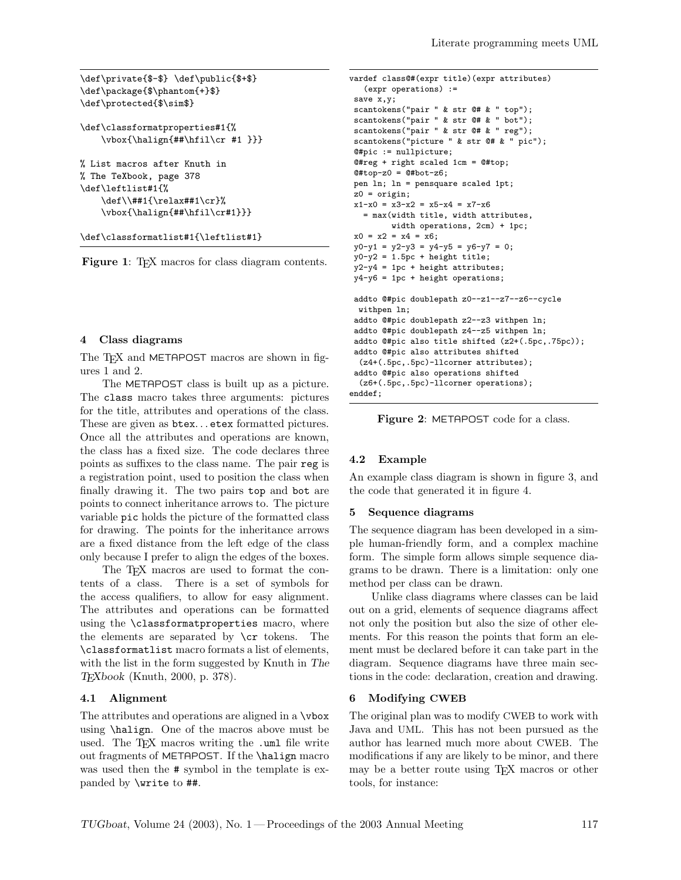```
\def\private{$-$} \def\public{$+$}
\def\package{$\phantom{+}$}
\def\protected{$\sim$}

\def\classformatproperties#1{%
    \vbox{\halign{##\hfil\cr #1 }}}

% List macros after Knuth in
% The TeXbook, page 378
\def\leftlist#1{%
    \def\\##1{\relax##1\cr}%
    \vbox{\halign{##\hfil\cr#1}}}

\def\classformatlist#1{\leftlist#1}
```

**Figure 1**: TeX macros for class diagram contents.

## 4 Class diagrams

The TeX and METAPOST macros are shown in figures 1 and 2.

The METAPOST class is built up as a picture. The `class` macro takes three arguments: pictures for the title, attributes and operations of the class. These are given as `btex`... `etex` formatted pictures. Once all the attributes and operations are known, the class has a fixed size. The code declares three points as suffixes to the class name. The pair `reg` is a registration point, used to position the class when finally drawing it. The two pairs `top` and `bot` are points to connect inheritance arrows to. The picture variable `pic` holds the picture of the formatted class for drawing. The points for the inheritance arrows are a fixed distance from the left edge of the class only because I prefer to align the edges of the boxes.

The TeX macros are used to format the contents of a class. There is a set of symbols for the access qualifiers, to allow for easy alignment. The attributes and operations can be formatted using the `\classformatproperties` macro, where the elements are separated by `\cr` tokens. The `\classformatlist` macro formats a list of elements, with the list in the form suggested by Knuth in *The TeXbook* (Knuth, 2000, p. 378).

### 4.1 Alignment

The attributes and operations are aligned in a `\vbox` using `\halign`. One of the macros above must be used. The TeX macros writing the `.uml` file write out fragments of METAPOST. If the `\halign` macro was used then the # symbol in the template is expanded by `\write` to `##`.

```
vardef class@#(expr title)(expr attributes)
   (expr operations) :=
 save x,y;
 scantokens("pair " & str @# & " top");
 scantokens("pair " & str @# & " bot");
 scantokens("pair " & str @# & " reg");
 scantokens("picture " & str @# & " pic");
 @#pic := nullpicture;
 @#reg + right scaled 1cm = @#top;
 @#top-z0 = @#bot-z6;
 pen ln; ln = pensquare scaled 1pt;
 z0 = origin;
 x1-x0 = x3-x2 = x5-x4 = x7-x6
   = max(width title, width attributes,
         width operations, 2cm) + 1pc;
 x0 = x2 = x4 = x6;
 y0-y1 = y2-y3 = y4-y5 = y6-y7 = 0;
 y0-y2 = 1.5pc + height title;
 y2-y4 = 1pc + height attributes;
 y4-y6 = 1pc + height operations;

 addto @#pic doublepath z0--z1--z7--z6--cycle
  withpen ln;
 addto @#pic doublepath z2--z3 withpen ln;
 addto @#pic doublepath z4--z5 withpen ln;
 addto @#pic also title shifted (z2+(.5pc,.75pc));
 addto @#pic also attributes shifted
  (z4+(.5pc,.5pc)-llcorner attributes);
 addto @#pic also operations shifted
  (z6+(.5pc,.5pc)-llcorner operations);
enddef;
```

**Figure 2**: METAPOST code for a class.

### 4.2 Example

An example class diagram is shown in figure 3, and the code that generated it in figure 4.

## 5 Sequence diagrams

The sequence diagram has been developed in a simple human-friendly form, and a complex machine form. The simple form allows simple sequence diagrams to be drawn. There is a limitation: only one method per class can be drawn.

Unlike class diagrams where classes can be laid out on a grid, elements of sequence diagrams affect not only the position but also the size of other elements. For this reason the points that form an element must be declared before it can take part in the diagram. Sequence diagrams have three main sections in the code: declaration, creation and drawing.

## 6 Modifying CWEB

The original plan was to modify CWEB to work with Java and UML. This has not been pursued as the author has learned much more about CWEB. The modifications if any are likely to be minor, and there may be a better route using TeX macros or other tools, for instance: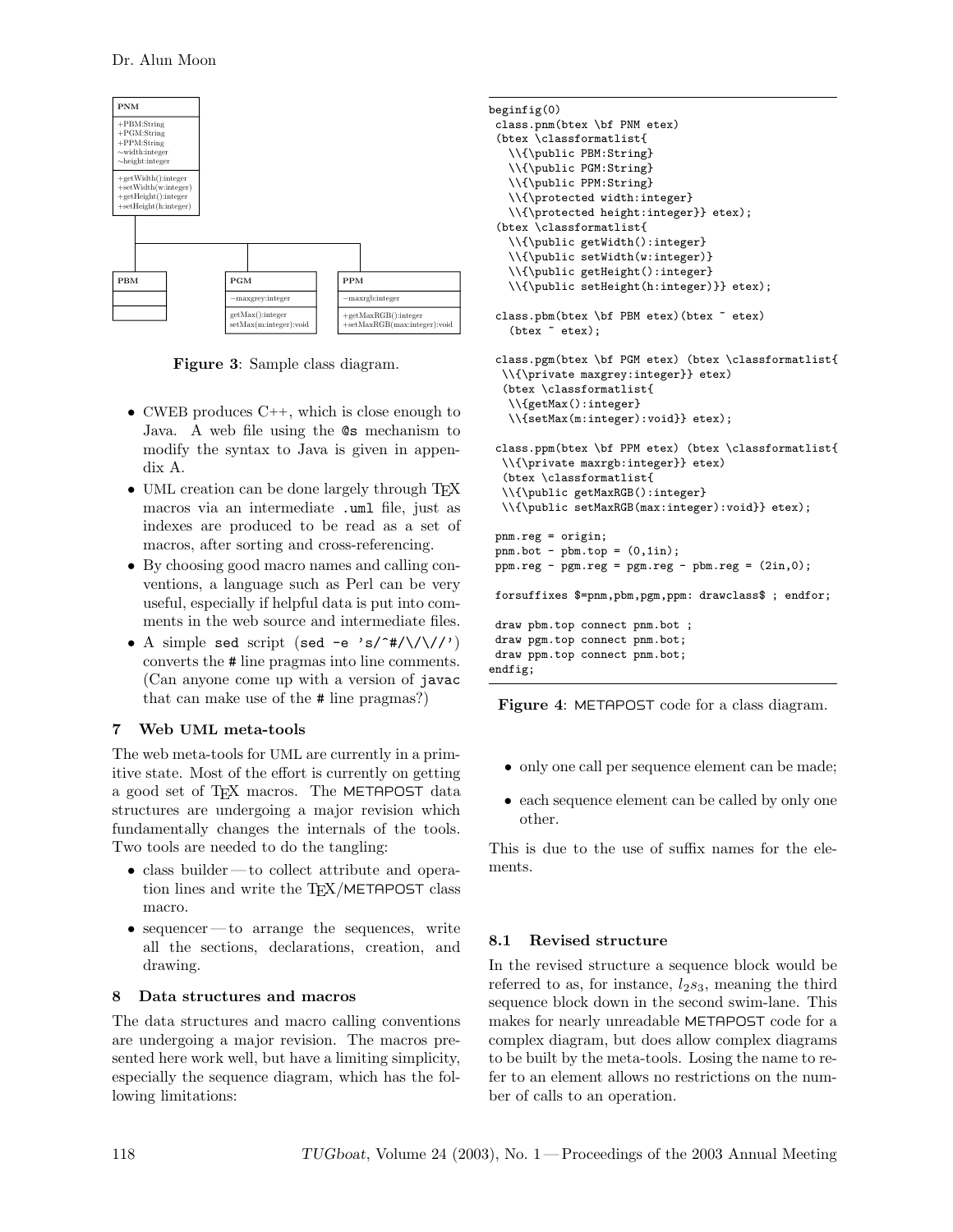**Figure 3**: Sample class diagram.

- CWEB produces C++, which is close enough to Java. A web file using the `@s` mechanism to modify the syntax to Java is given in appendix A.
- UML creation can be done largely through TEX macros via an intermediate `.uml` file, just as indexes are produced to be read as a set of macros, after sorting and cross-referencing.
- By choosing good macro names and calling conventions, a language such as Perl can be very useful, especially if helpful data is put into comments in the web source and intermediate files.
- A simple `sed` script (`sed -e 's/^#/\/\//'`) converts the `#` line pragmas into line comments. (Can anyone come up with a version of `javac` that can make use of the `#` line pragmas?)

## 7 Web UML meta-tools

The web meta-tools for UML are currently in a primitive state. Most of the effort is currently on getting a good set of TEX macros. The METAPOST data structures are undergoing a major revision which fundamentally changes the internals of the tools. Two tools are needed to do the tangling:

- class builder — to collect attribute and operation lines and write the TEX/METAPOST class macro.
- sequencer — to arrange the sequences, write all the sections, declarations, creation, and drawing.

## 8 Data structures and macros

The data structures and macro calling conventions are undergoing a major revision. The macros presented here work well, but have a limiting simplicity, especially the sequence diagram, which has the following limitations:

```
beginfig(0)
 class.pnm(btex \bf PNM etex)
 (btex \classformatlist{
   \\{\public PBM:String}
   \\{\public PGM:String}
   \\{\public PPM:String}
   \\{\protected width:integer}
   \\{\protected height:integer}} etex);
 (btex \classformatlist{
   \\{\public getWidth():integer}
   \\{\public setWidth(w:integer)}
   \\{\public getHeight():integer}
   \\{\public setHeight(h:integer)}} etex);

 class.pbm(btex \bf PBM etex)(btex ~ etex)
   (btex ~ etex);

 class.pgm(btex \bf PGM etex) (btex \classformatlist{
  \\{\private maxgrey:integer}} etex)
  (btex \classformatlist{
   \\{getMax():integer}
   \\{setMax(m:integer):void}} etex);

 class.ppm(btex \bf PPM etex) (btex \classformatlist{
  \\{\private maxrgb:integer}} etex)
  (btex \classformatlist{
  \\{\public getMaxRGB():integer}
  \\{\public setMaxRGB(max:integer):void}} etex);

 pnm.reg = origin;
 pnm.bot - pbm.top = (0,1in);
 ppm.reg - pgm.reg = pgm.reg - pbm.reg = (2in,0);

 forsuffixes $=pnm,pbm,pgm,ppm: drawclass$ ; endfor;

 draw pbm.top connect pnm.bot ;
 draw pgm.top connect pnm.bot;
 draw ppm.top connect pnm.bot;
endfig;
```

**Figure 4**: METAPOST code for a class diagram.

- only one call per sequence element can be made;
- each sequence element can be called by only one other.

This is due to the use of suffix names for the elements.

### 8.1 Revised structure

In the revised structure a sequence block would be referred to as, for instance, $l_2s_3$, meaning the third sequence block down in the second swim-lane. This makes for nearly unreadable METAPOST code for a complex diagram, but does allow complex diagrams to be built by the meta-tools. Losing the name to refer to an element allows no restrictions on the number of calls to an operation.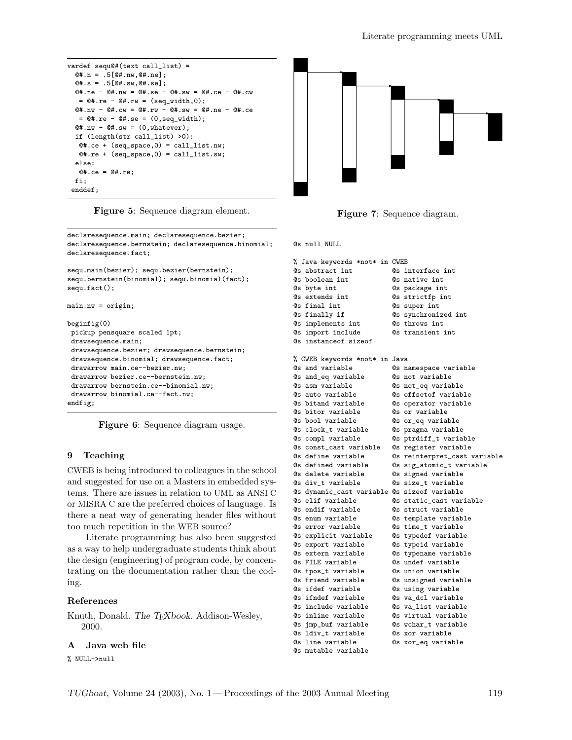```
vardef sequ@#(text call_list) =
  @#.n = .5[@#.nw,@#.ne];
  @#.s = .5[@#.sw,@#.se];
  @#.ne - @#.nw = @#.se - @#.sw = @#.ce - @#.cw
   = @#.re - @#.rw = (seq_width,0);
  @#.nw - @#.cw = @#.rw - @#.sw = @#.ne - @#.ce
   = @#.re - @#.se = (0,seq_width);
  @#.nw - @#.sw = (0,whatever);
  if (length(str call_list) >0):
   @#.ce + (seq_space,0) = call_list.nw;
   @#.re + (seq_space,0) = call_list.sw;
  else:
   @#.ce = @#.re;
  fi;
 enddef;
```

**Figure 5**: Sequence diagram element.

```
declaresequence.main; declaresequence.bezier;
declaresequence.bernstein; declaresequence.binomial;
declaresequence.fact;

sequ.main(bezier); sequ.bezier(bernstein);
sequ.bernstein(binomial); sequ.binomial(fact);
sequ.fact();

main.nw = origin;

beginfig(0)
 pickup pensquare scaled 1pt;
 drawsequence.main;
 drawsequence.bezier; drawsequence.bernstein;
 drawsequence.binomial; drawsequence.fact;
 drawarrow main.ce--bezier.nw;
 drawarrow bezier.ce--bernstein.nw;
 drawarrow bernstein.ce--binomial.nw;
 drawarrow binomial.ce--fact.nw;
endfig;
```

**Figure 6**: Sequence diagram usage.

## 9 Teaching

CWEB is being introduced to colleagues in the school and suggested for use on a Masters in embedded systems. There are issues in relation to UML as ANSI C or MISRA C are the preferred choices of language. Is there a neat way of generating header files without too much repetition in the WEB source?

Literate programming has also been suggested as a way to help undergraduate students think about the design (engineering) of program code, by concentrating on the documentation rather than the coding.

### References

Knuth, Donald. *The TEXbook*. Addison-Wesley, 2000.

## A Java web file

```
% NULL->null
```

**Figure 7**: Sequence diagram.

```
@s null NULL

% Java keywords *not* in CWEB
@s abstract int          @s interface int
@s boolean int           @s native int
@s byte int              @s package int
@s extends int           @s strictfp int
@s final int             @s super int
@s finally if            @s synchronized int
@s implements int        @s throws int
@s import include        @s transient int
@s instanceof sizeof

% CWEB keywords *not* in Java
@s and variable          @s namespace variable
@s and_eq variable       @s not variable
@s asm variable          @s not_eq variable
@s auto variable         @s offsetof variable
@s bitand variable       @s operator variable
@s bitor variable        @s or variable
@s bool variable         @s or_eq variable
@s clock_t variable      @s pragma variable
@s compl variable        @s ptrdiff_t variable
@s const_cast variable   @s register variable
@s define variable       @s reinterpret_cast variable
@s defined variable      @s sig_atomic_t variable
@s delete variable       @s signed variable
@s div_t variable        @s size_t variable
@s dynamic_cast variable @s sizeof variable
@s elif variable         @s static_cast variable
@s endif variable        @s struct variable
@s enum variable         @s template variable
@s error variable        @s time_t variable
@s explicit variable     @s typedef variable
@s export variable       @s typeid variable
@s extern variable       @s typename variable
@s FILE variable         @s undef variable
@s fpos_t variable       @s union variable
@s friend variable       @s unsigned variable
@s ifdef variable        @s using variable
@s ifndef variable       @s va_dcl variable
@s include variable      @s va_list variable
@s inline variable       @s virtual variable
@s jmp_buf variable      @s wchar_t variable
@s ldiv_t variable       @s xor variable
@s line variable         @s xor_eq variable
@s mutable variable
```